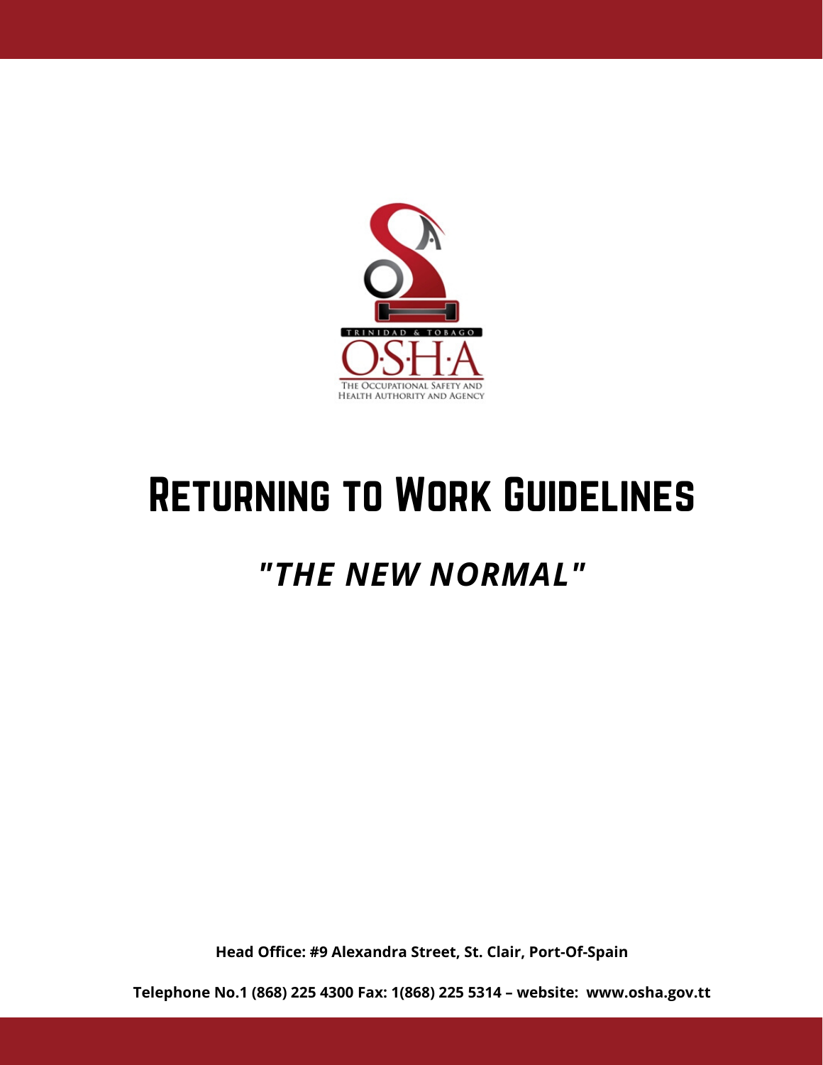TRINIDAD & TOBAGO

OSHA

THE OCCUPATIONAL SAFETY AND HEALTH AUTHORITY AND AGENCY

# Returning to Work Guidelines

## *"THE NEW NORMAL"*

**Head Office: #9 Alexandra Street, St. Clair, Port-Of-Spain**

**Telephone No.1 (868) 225 4300 Fax: 1(868) 225 5314 – website: www.osha.gov.tt**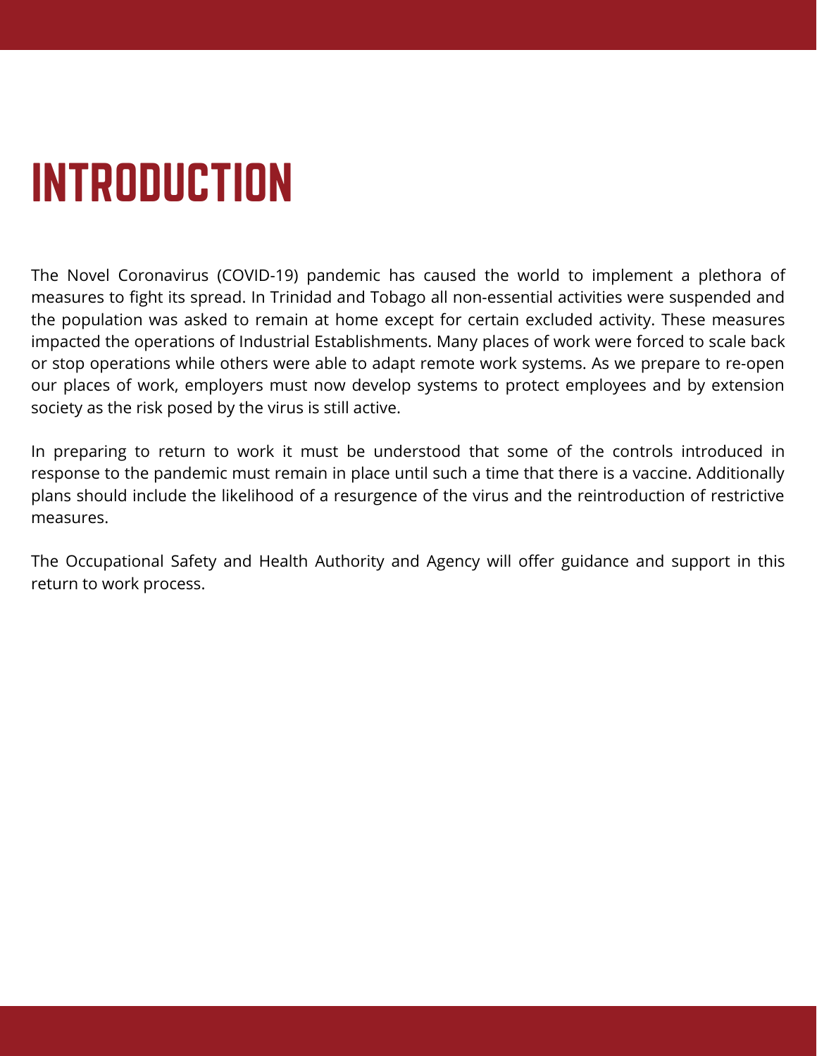# INTRODUCTION

The Novel Coronavirus (COVID-19) pandemic has caused the world to implement a plethora of measures to fight its spread. In Trinidad and Tobago all non-essential activities were suspended and the population was asked to remain at home except for certain excluded activity. These measures impacted the operations of Industrial Establishments. Many places of work were forced to scale back or stop operations while others were able to adapt remote work systems. As we prepare to re-open our places of work, employers must now develop systems to protect employees and by extension society as the risk posed by the virus is still active.

In preparing to return to work it must be understood that some of the controls introduced in response to the pandemic must remain in place until such a time that there is a vaccine. Additionally plans should include the likelihood of a resurgence of the virus and the reintroduction of restrictive measures.

The Occupational Safety and Health Authority and Agency will offer guidance and support in this return to work process.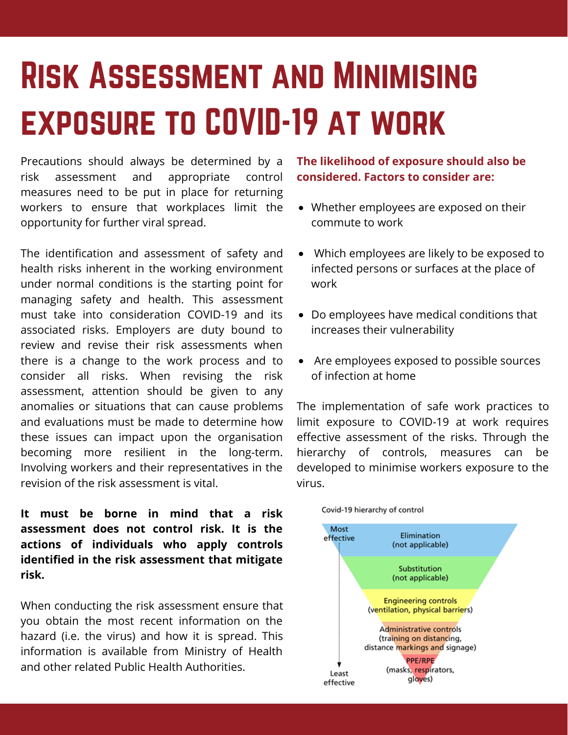# Risk Assessment and Minimising exposure to COVID-19 at work

Precautions should always be determined by a risk assessment and appropriate control measures need to be put in place for returning workers to ensure that workplaces limit the opportunity for further viral spread.

The identification and assessment of safety and health risks inherent in the working environment under normal conditions is the starting point for managing safety and health. This assessment must take into consideration COVID-19 and its associated risks. Employers are duty bound to review and revise their risk assessments when there is a change to the work process and to consider all risks. When revising the risk assessment, attention should be given to any anomalies or situations that can cause problems and evaluations must be made to determine how these issues can impact upon the organisation becoming more resilient in the long-term. Involving workers and their representatives in the revision of the risk assessment is vital.

**It must be borne in mind that a risk assessment does not control risk. It is the actions of individuals who apply controls identified in the risk assessment that mitigate risk.**

When conducting the risk assessment ensure that you obtain the most recent information on the hazard (i.e. the virus) and how it is spread. This information is available from Ministry of Health and other related Public Health Authorities.

**The likelihood of exposure should also be considered. Factors to consider are:**

- Whether employees are exposed on their commute to work
- Which employees are likely to be exposed to infected persons or surfaces at the place of work
- Do employees have medical conditions that increases their vulnerability
- Are employees exposed to possible sources of infection at home

The implementation of safe work practices to limit exposure to COVID-19 at work requires effective assessment of the risks. Through the hierarchy of controls, measures can be developed to minimise workers exposure to the virus.

Covid-19 hierarchy of control

Most effective

- Elimination (not applicable)
- Substitution (not applicable)
- Engineering controls (ventilation, physical barriers)
- Administrative controls (training on distancing, distance markings and signage)
- PPE/RPE (masks, respirators, gloves)

Least effective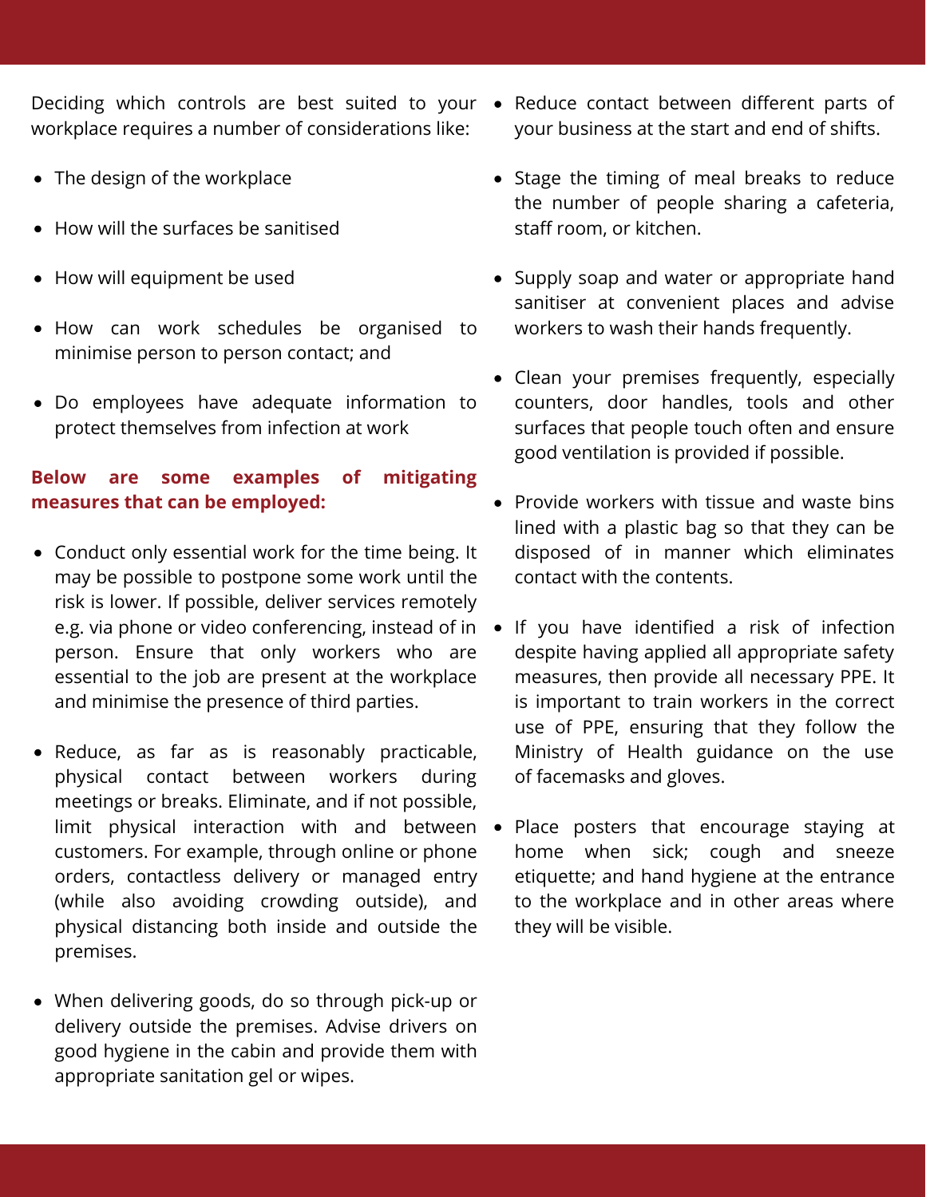Deciding which controls are best suited to your workplace requires a number of considerations like:

- The design of the workplace
- How will the surfaces be sanitised
- How will equipment be used
- How can work schedules be organised to minimise person to person contact; and
- Do employees have adequate information to protect themselves from infection at work

**Below are some examples of mitigating measures that can be employed:**

- Conduct only essential work for the time being. It may be possible to postpone some work until the risk is lower. If possible, deliver services remotely e.g. via phone or video conferencing, instead of in person. Ensure that only workers who are essential to the job are present at the workplace and minimise the presence of third parties.
- Reduce, as far as is reasonably practicable, physical contact between workers during meetings or breaks. Eliminate, and if not possible, limit physical interaction with and between customers. For example, through online or phone orders, contactless delivery or managed entry (while also avoiding crowding outside), and physical distancing both inside and outside the premises.
- When delivering goods, do so through pick-up or delivery outside the premises. Advise drivers on good hygiene in the cabin and provide them with appropriate sanitation gel or wipes.
- Reduce contact between different parts of your business at the start and end of shifts.
- Stage the timing of meal breaks to reduce the number of people sharing a cafeteria, staff room, or kitchen.
- Supply soap and water or appropriate hand sanitiser at convenient places and advise workers to wash their hands frequently.
- Clean your premises frequently, especially counters, door handles, tools and other surfaces that people touch often and ensure good ventilation is provided if possible.
- Provide workers with tissue and waste bins lined with a plastic bag so that they can be disposed of in manner which eliminates contact with the contents.
- If you have identified a risk of infection despite having applied all appropriate safety measures, then provide all necessary PPE. It is important to train workers in the correct use of PPE, ensuring that they follow the Ministry of Health guidance on the use of facemasks and gloves.
- Place posters that encourage staying at home when sick; cough and sneeze etiquette; and hand hygiene at the entrance to the workplace and in other areas where they will be visible.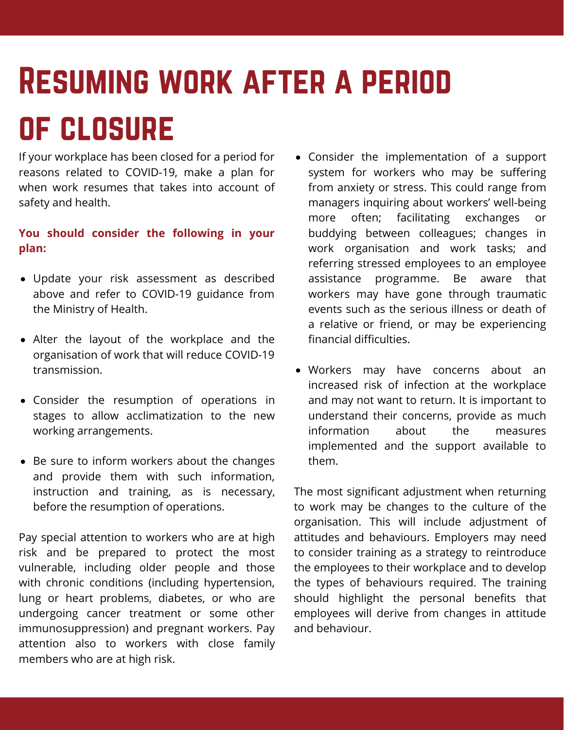# Resuming work after a period of closure

If your workplace has been closed for a period for reasons related to COVID-19, make a plan for when work resumes that takes into account of safety and health.

**You should consider the following in your plan:**

- Update your risk assessment as described above and refer to COVID-19 guidance from the Ministry of Health.
- Alter the layout of the workplace and the organisation of work that will reduce COVID-19 transmission.
- Consider the resumption of operations in stages to allow acclimatization to the new working arrangements.
- Be sure to inform workers about the changes and provide them with such information, instruction and training, as is necessary, before the resumption of operations.

Pay special attention to workers who are at high risk and be prepared to protect the most vulnerable, including older people and those with chronic conditions (including hypertension, lung or heart problems, diabetes, or who are undergoing cancer treatment or some other immunosuppression) and pregnant workers. Pay attention also to workers with close family members who are at high risk.

- Consider the implementation of a support system for workers who may be suffering from anxiety or stress. This could range from managers inquiring about workers' well-being more often; facilitating exchanges or buddying between colleagues; changes in work organisation and work tasks; and referring stressed employees to an employee assistance programme. Be aware that workers may have gone through traumatic events such as the serious illness or death of a relative or friend, or may be experiencing financial difficulties.
- Workers may have concerns about an increased risk of infection at the workplace and may not want to return. It is important to understand their concerns, provide as much information about the measures implemented and the support available to them.

The most significant adjustment when returning to work may be changes to the culture of the organisation. This will include adjustment of attitudes and behaviours. Employers may need to consider training as a strategy to reintroduce the employees to their workplace and to develop the types of behaviours required. The training should highlight the personal benefits that employees will derive from changes in attitude and behaviour.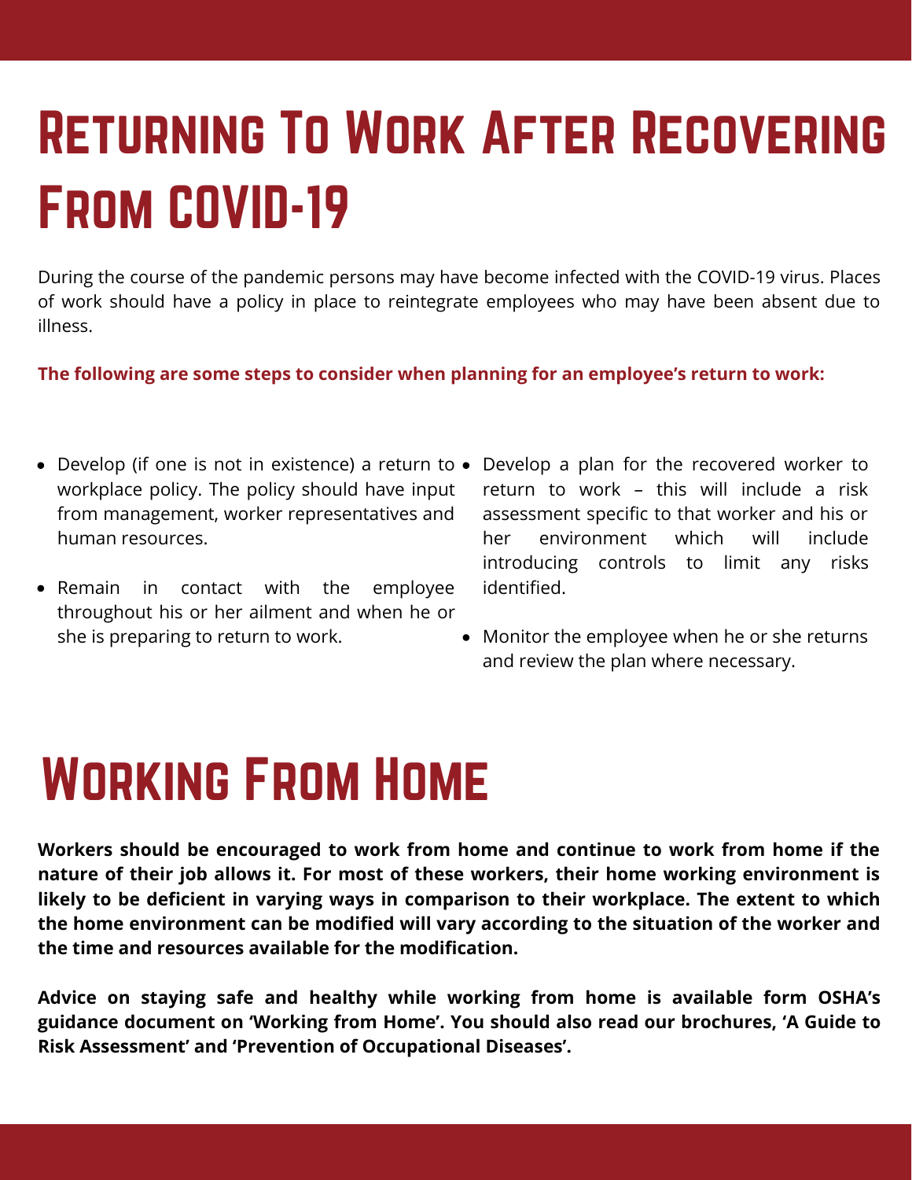# Returning To Work After Recovering From COVID-19

During the course of the pandemic persons may have become infected with the COVID-19 virus. Places of work should have a policy in place to reintegrate employees who may have been absent due to illness.

**The following are some steps to consider when planning for an employee's return to work:**

- Develop (if one is not in existence) a return to workplace policy. The policy should have input from management, worker representatives and human resources.
- Remain in contact with the employee throughout his or her ailment and when he or she is preparing to return to work.
- Develop a plan for the recovered worker to return to work – this will include a risk assessment specific to that worker and his or her environment which will include introducing controls to limit any risks identified.
- Monitor the employee when he or she returns and review the plan where necessary.

# Working From Home

**Workers should be encouraged to work from home and continue to work from home if the nature of their job allows it. For most of these workers, their home working environment is likely to be deficient in varying ways in comparison to their workplace. The extent to which the home environment can be modified will vary according to the situation of the worker and the time and resources available for the modification.**

**Advice on staying safe and healthy while working from home is available form OSHA's guidance document on 'Working from Home'. You should also read our brochures, 'A Guide to Risk Assessment' and 'Prevention of Occupational Diseases'.**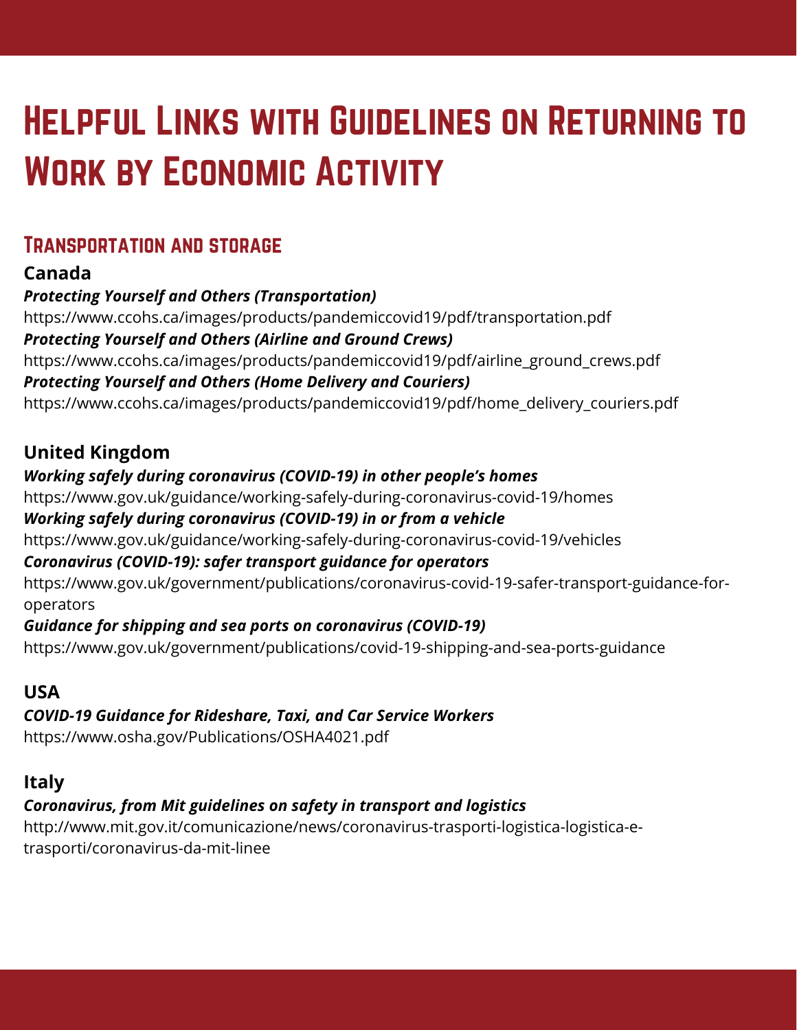# Helpful Links with Guidelines on Returning to Work by Economic Activity

## Transportation and storage

**Canada**

***Protecting Yourself and Others (Transportation)***
https://www.ccohs.ca/images/products/pandemiccovid19/pdf/transportation.pdf

***Protecting Yourself and Others (Airline and Ground Crews)***
https://www.ccohs.ca/images/products/pandemiccovid19/pdf/airline_ground_crews.pdf

***Protecting Yourself and Others (Home Delivery and Couriers)***
https://www.ccohs.ca/images/products/pandemiccovid19/pdf/home_delivery_couriers.pdf

**United Kingdom**

***Working safely during coronavirus (COVID-19) in other people's homes***
https://www.gov.uk/guidance/working-safely-during-coronavirus-covid-19/homes

***Working safely during coronavirus (COVID-19) in or from a vehicle***
https://www.gov.uk/guidance/working-safely-during-coronavirus-covid-19/vehicles

***Coronavirus (COVID-19): safer transport guidance for operators***
https://www.gov.uk/government/publications/coronavirus-covid-19-safer-transport-guidance-for-operators

***Guidance for shipping and sea ports on coronavirus (COVID-19)***
https://www.gov.uk/government/publications/covid-19-shipping-and-sea-ports-guidance

**USA**

***COVID-19 Guidance for Rideshare, Taxi, and Car Service Workers***
https://www.osha.gov/Publications/OSHA4021.pdf

**Italy**

***Coronavirus, from Mit guidelines on safety in transport and logistics***
http://www.mit.gov.it/comunicazione/news/coronavirus-trasporti-logistica-logistica-e-trasporti/coronavirus-da-mit-linee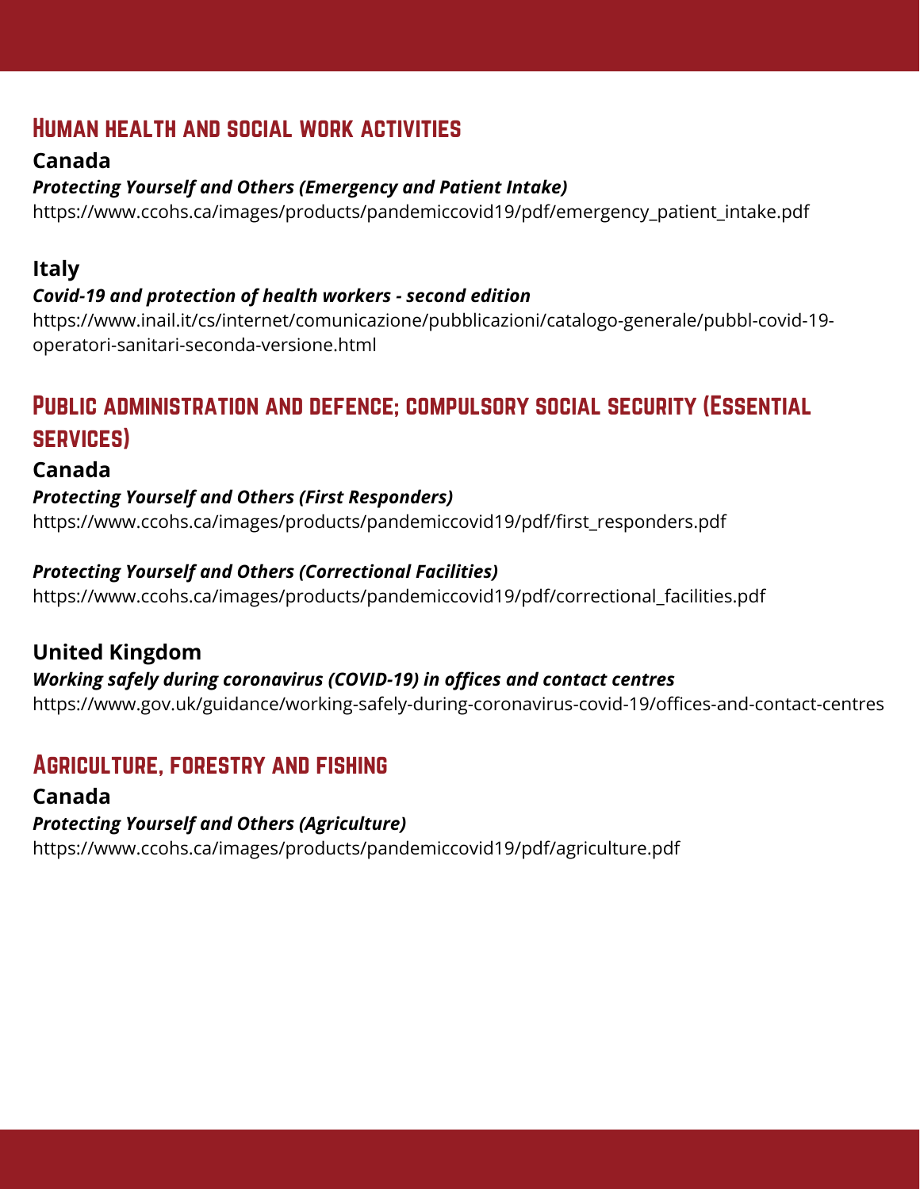## Human health and social work activities

### Canada

***Protecting Yourself and Others (Emergency and Patient Intake)***

https://www.ccohs.ca/images/products/pandemiccovid19/pdf/emergency_patient_intake.pdf

### Italy

***Covid-19 and protection of health workers - second edition***

https://www.inail.it/cs/internet/comunicazione/pubblicazioni/catalogo-generale/pubbl-covid-19-operatori-sanitari-seconda-versione.html

## Public administration and defence; compulsory social security (Essential services)

### Canada

***Protecting Yourself and Others (First Responders)***

https://www.ccohs.ca/images/products/pandemiccovid19/pdf/first_responders.pdf

***Protecting Yourself and Others (Correctional Facilities)***

https://www.ccohs.ca/images/products/pandemiccovid19/pdf/correctional_facilities.pdf

### United Kingdom

***Working safely during coronavirus (COVID-19) in offices and contact centres***

https://www.gov.uk/guidance/working-safely-during-coronavirus-covid-19/offices-and-contact-centres

## Agriculture, forestry and fishing

### Canada

***Protecting Yourself and Others (Agriculture)***

https://www.ccohs.ca/images/products/pandemiccovid19/pdf/agriculture.pdf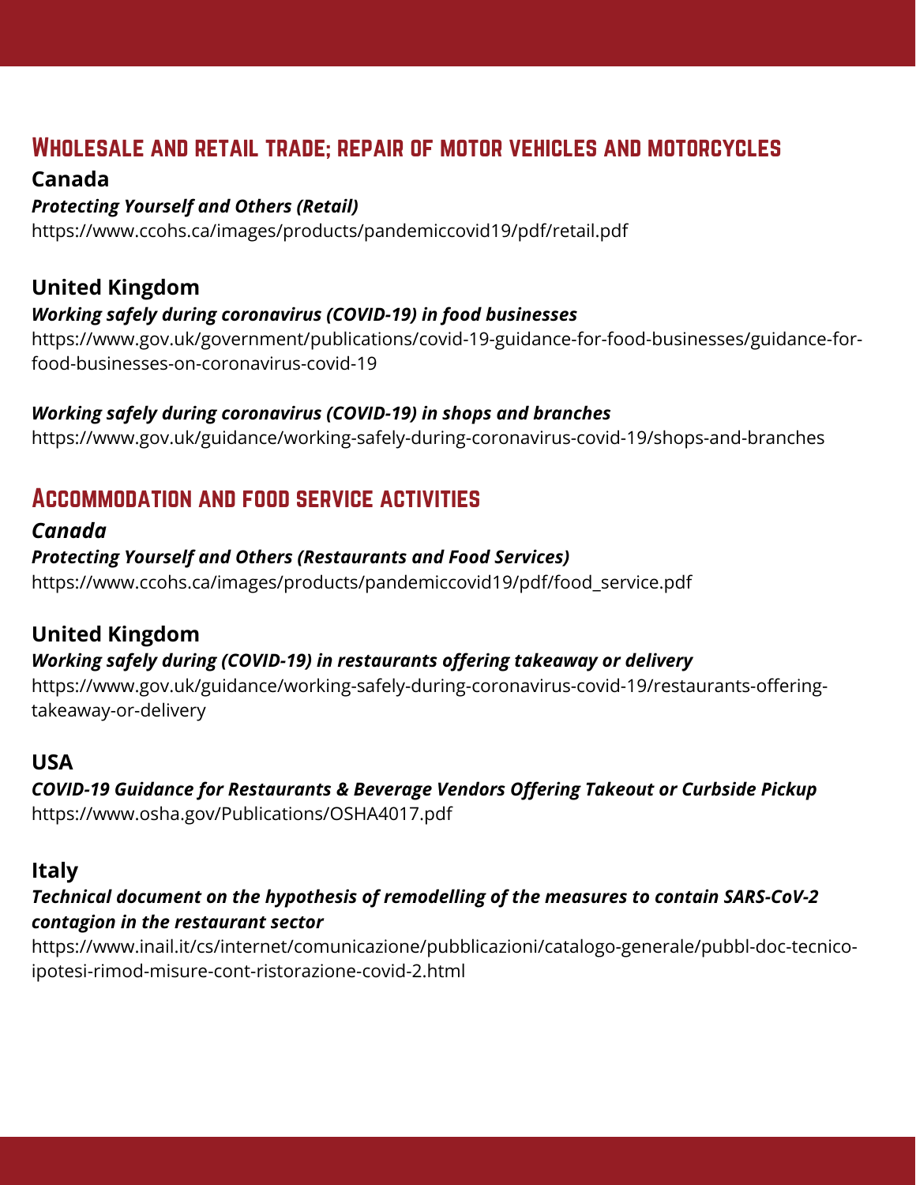## Wholesale and retail trade; repair of motor vehicles and motorcycles

**Canada**

***Protecting Yourself and Others (Retail)***

https://www.ccohs.ca/images/products/pandemiccovid19/pdf/retail.pdf

**United Kingdom**

***Working safely during coronavirus (COVID-19) in food businesses***

https://www.gov.uk/government/publications/covid-19-guidance-for-food-businesses/guidance-for-food-businesses-on-coronavirus-covid-19

***Working safely during coronavirus (COVID-19) in shops and branches***

https://www.gov.uk/guidance/working-safely-during-coronavirus-covid-19/shops-and-branches

## Accommodation and food service activities

***Canada***

***Protecting Yourself and Others (Restaurants and Food Services)***

https://www.ccohs.ca/images/products/pandemiccovid19/pdf/food_service.pdf

**United Kingdom**

***Working safely during (COVID-19) in restaurants offering takeaway or delivery***

https://www.gov.uk/guidance/working-safely-during-coronavirus-covid-19/restaurants-offering-takeaway-or-delivery

**USA**

***COVID-19 Guidance for Restaurants & Beverage Vendors Offering Takeout or Curbside Pickup***

https://www.osha.gov/Publications/OSHA4017.pdf

**Italy**

***Technical document on the hypothesis of remodelling of the measures to contain SARS-CoV-2 contagion in the restaurant sector***

https://www.inail.it/cs/internet/comunicazione/pubblicazioni/catalogo-generale/pubbl-doc-tecnico-ipotesi-rimod-misure-cont-ristorazione-covid-2.html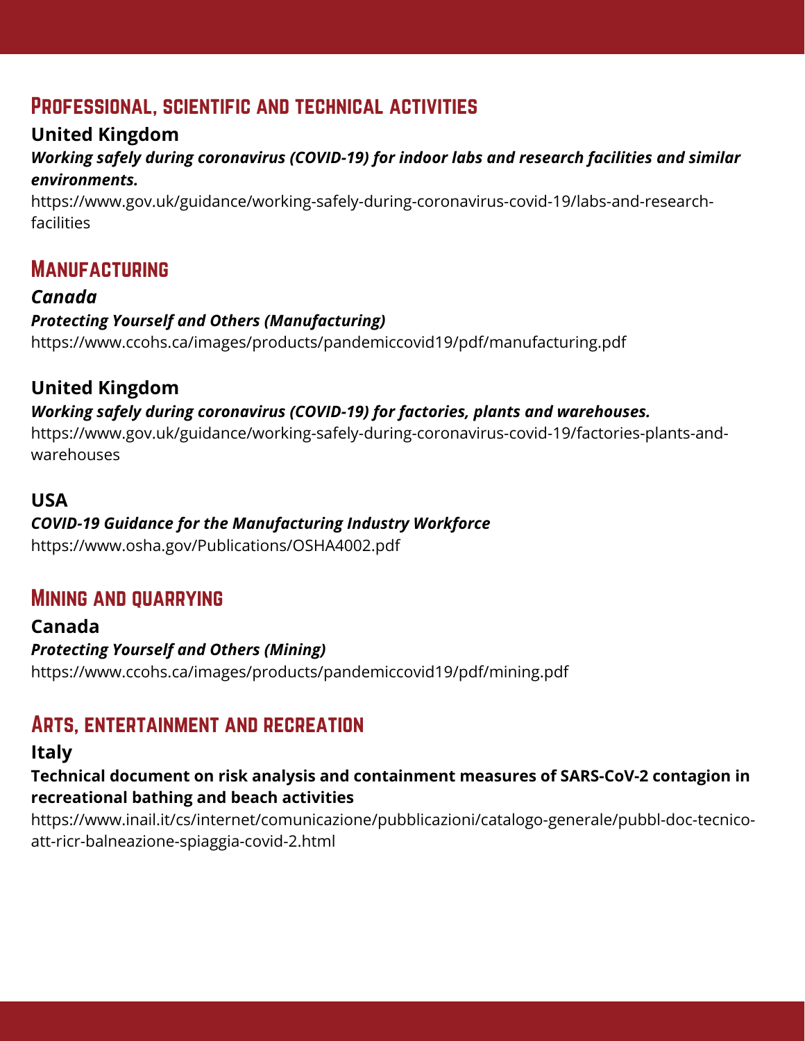## Professional, scientific and technical activities

**United Kingdom**

***Working safely during coronavirus (COVID-19) for indoor labs and research facilities and similar environments.***

https://www.gov.uk/guidance/working-safely-during-coronavirus-covid-19/labs-and-research-facilities

## Manufacturing

***Canada***

***Protecting Yourself and Others (Manufacturing)***

https://www.ccohs.ca/images/products/pandemiccovid19/pdf/manufacturing.pdf

**United Kingdom**

***Working safely during coronavirus (COVID-19) for factories, plants and warehouses.***

https://www.gov.uk/guidance/working-safely-during-coronavirus-covid-19/factories-plants-and-warehouses

**USA**

***COVID-19 Guidance for the Manufacturing Industry Workforce***

https://www.osha.gov/Publications/OSHA4002.pdf

## Mining and quarrying

**Canada**

***Protecting Yourself and Others (Mining)***

https://www.ccohs.ca/images/products/pandemiccovid19/pdf/mining.pdf

## Arts, entertainment and recreation

**Italy**

**Technical document on risk analysis and containment measures of SARS-CoV-2 contagion in recreational bathing and beach activities**

https://www.inail.it/cs/internet/comunicazione/pubblicazioni/catalogo-generale/pubbl-doc-tecnico-att-ricr-balneazione-spiaggia-covid-2.html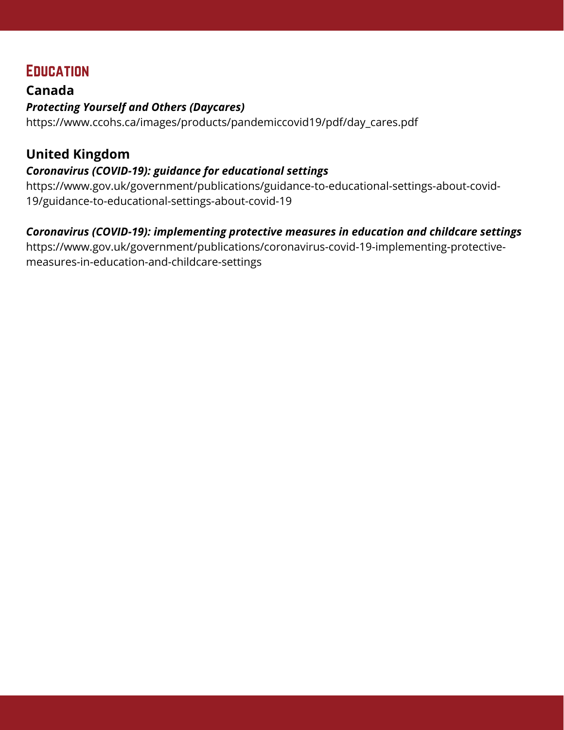## Education

### Canada

***Protecting Yourself and Others (Daycares)***

https://www.ccohs.ca/images/products/pandemiccovid19/pdf/day_cares.pdf

### United Kingdom

***Coronavirus (COVID-19): guidance for educational settings***

https://www.gov.uk/government/publications/guidance-to-educational-settings-about-covid-19/guidance-to-educational-settings-about-covid-19

***Coronavirus (COVID-19): implementing protective measures in education and childcare settings***

https://www.gov.uk/government/publications/coronavirus-covid-19-implementing-protective-measures-in-education-and-childcare-settings